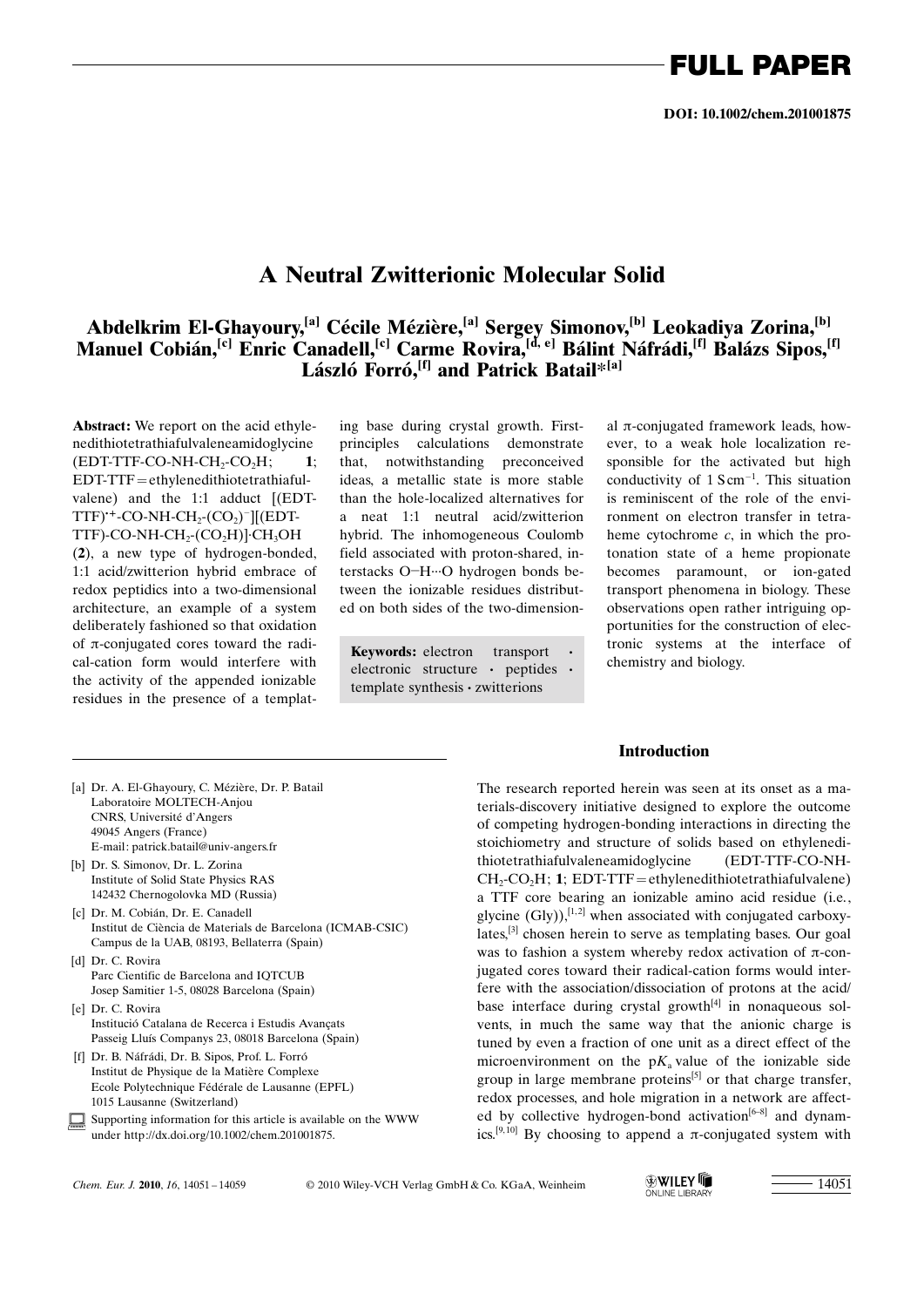DOI: 10.1002/chem.201001875

# A Neutral Zwitterionic Molecular Solid

**Abdelkrim El-Ghayoury,[a] Cécile Mézière,[a] Sergey Simonov,[b] Leokadiya Zorina,[b] Manuel Cobián,[c] Enric Canadell,[c] Carme Rovira,[d, e] Bálint Náfrádi,[f] Balázs Sipos,[f] László Forró,[f] and Patrick Batail*[a]**

**Abstract:** We report on the acid ethylenedithiotetrathiafulvaleneamidoglycine (EDT-TTF-CO-NH-$CH_2$-$CO_2$H; **1**; EDT-TTF = ethylenedithiotetrathiafulvalene) and the 1:1 adduct [(EDT-TTF)$^{\bullet+}$-CO-NH-$CH_2$-$(CO_2)^-$][(EDT-TTF)-CO-NH-$CH_2$-$(CO_2H)$]·$CH_3$OH (**2**), a new type of hydrogen-bonded, 1:1 acid/zwitterion hybrid embrace of redox peptidics into a two-dimensional architecture, an example of a system deliberately fashioned so that oxidation of π-conjugated cores toward the radical-cation form would interfere with the activity of the appended ionizable residues in the presence of a templating base during crystal growth. First-principles calculations demonstrate that, notwithstanding preconceived ideas, a metallic state is more stable than the hole-localized alternatives for a neat 1:1 neutral acid/zwitterion hybrid. The inhomogeneous Coulomb field associated with proton-shared, interstacks O−H···O hydrogen bonds between the ionizable residues distributed on both sides of the two-dimensional π-conjugated framework leads, however, to a weak hole localization responsible for the activated but high conductivity of 1 $S\,cm^{-1}$. This situation is reminiscent of the role of the environment on electron transfer in tetraheme cytochrome *c*, in which the protonation state of a heme propionate becomes paramount, or ion-gated transport phenomena in biology. These observations open rather intriguing opportunities for the construction of electronic systems at the interface of chemistry and biology.

**Keywords:** electron transport · electronic structure · peptides · template synthesis · zwitterions

[a] Dr. A. El-Ghayoury, C. Mézière, Dr. P. Batail
Laboratoire MOLTECH-Anjou
CNRS, Université d'Angers
49045 Angers (France)
E-mail: patrick.batail@univ-angers.fr

[b] Dr. S. Simonov, Dr. L. Zorina
Institute of Solid State Physics RAS
142432 Chernogolovka MD (Russia)

[c] Dr. M. Cobián, Dr. E. Canadell
Institut de Ciència de Materials de Barcelona (ICMAB-CSIC)
Campus de la UAB, 08193, Bellaterra (Spain)

[d] Dr. C. Rovira
Parc Cientific de Barcelona and IQTCUB
Josep Samitier 1-5, 08028 Barcelona (Spain)

[e] Dr. C. Rovira
Institució Catalana de Recerca i Estudis Avançats
Passeig Lluís Companys 23, 08018 Barcelona (Spain)

[f] Dr. B. Náfrádi, Dr. B. Sipos, Prof. L. Forró
Institut de Physique de la Matière Complexe
Ecole Polytechnique Fédérale de Lausanne (EPFL)
1015 Lausanne (Switzerland)

Supporting information for this article is available on the WWW under http://dx.doi.org/10.1002/chem.201001875.

## Introduction

The research reported herein was seen at its onset as a materials-discovery initiative designed to explore the outcome of competing hydrogen-bonding interactions in directing the stoichiometry and structure of solids based on ethylenedithiotetrathiafulvaleneamidoglycine (EDT-TTF-CO-NH-$CH_2$-$CO_2$H; **1**; EDT-TTF = ethylenedithiotetrathiafulvalene) a TTF core bearing an ionizable amino acid residue (i.e., glycine (Gly)),[1,2] when associated with conjugated carboxylates,[3] chosen herein to serve as templating bases. Our goal was to fashion a system whereby redox activation of π-conjugated cores toward their radical-cation forms would interfere with the association/dissociation of protons at the acid/base interface during crystal growth[4] in nonaqueous solvents, in much the same way that the anionic charge is tuned by even a fraction of one unit as a direct effect of the microenvironment on the p$K_a$ value of the ionizable side group in large membrane proteins[5] or that charge transfer, redox processes, and hole migration in a network are affected by collective hydrogen-bond activation[6–8] and dynamics.[9,10] By choosing to append a π-conjugated system with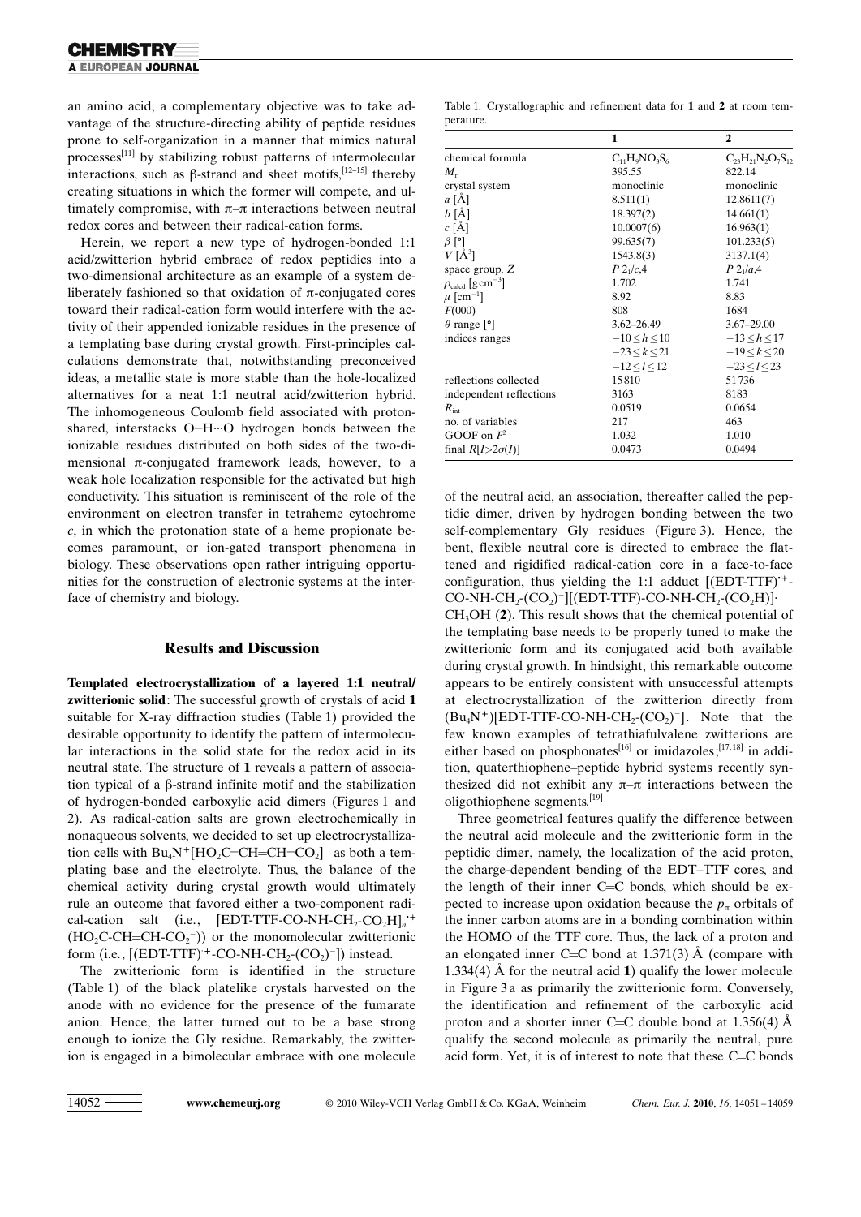an amino acid, a complementary objective was to take advantage of the structure-directing ability of peptide residues prone to self-organization in a manner that mimics natural processes[11] by stabilizing robust patterns of intermolecular interactions, such as β-strand and sheet motifs,[12–15] thereby creating situations in which the former will compete, and ultimately compromise, with π–π interactions between neutral redox cores and between their radical-cation forms.

Herein, we report a new type of hydrogen-bonded 1:1 acid/zwitterion hybrid embrace of redox peptidics into a two-dimensional architecture as an example of a system deliberately fashioned so that oxidation of π-conjugated cores toward their radical-cation form would interfere with the activity of their appended ionizable residues in the presence of a templating base during crystal growth. First-principles calculations demonstrate that, notwithstanding preconceived ideas, a metallic state is more stable than the hole-localized alternatives for a neat 1:1 neutral acid/zwitterion hybrid. The inhomogeneous Coulomb field associated with proton-shared, interstacks O–H···O hydrogen bonds between the ionizable residues distributed on both sides of the two-dimensional π-conjugated framework leads, however, to a weak hole localization responsible for the activated but high conductivity. This situation is reminiscent of the role of the environment on electron transfer in tetraheme cytochrome *c*, in which the protonation state of a heme propionate becomes paramount, or ion-gated transport phenomena in biology. These observations open rather intriguing opportunities for the construction of electronic systems at the interface of chemistry and biology.

## Results and Discussion

**Templated electrocrystallization of a layered 1:1 neutral/zwitterionic solid**: The successful growth of crystals of acid **1** suitable for X-ray diffraction studies (Table 1) provided the desirable opportunity to identify the pattern of intermolecular interactions in the solid state for the redox acid in its neutral state. The structure of **1** reveals a pattern of association typical of a β-strand infinite motif and the stabilization of hydrogen-bonded carboxylic acid dimers (Figures 1 and 2). As radical-cation salts are grown electrochemically in nonaqueous solvents, we decided to set up electrocrystallization cells with $Bu_4N^+[HO_2C{-}CH{=}CH{-}CO_2]^-$ as both a templating base and the electrolyte. Thus, the balance of the chemical activity during crystal growth would ultimately rule an outcome that favored either a two-component radical-cation salt (i.e., $[\text{EDT-TTF-CO-NH-CH}_2\text{-CO}_2\text{H}]_n^{\bullet+}$ $(HO_2C\text{-}CH{=}CH\text{-}CO_2^-)$) or the monomolecular zwitterionic form (i.e., $[(\text{EDT-TTF})^{\bullet+}\text{-CO-NH-CH}_2\text{-}(CO_2)^-]$) instead.

The zwitterionic form is identified in the structure (Table 1) of the black platelike crystals harvested on the anode with no evidence for the presence of the fumarate anion. Hence, the latter turned out to be a base strong enough to ionize the Gly residue. Remarkably, the zwitterion is engaged in a bimolecular embrace with one molecule of the neutral acid, an association, thereafter called the peptidic dimer, driven by hydrogen bonding between the two self-complementary Gly residues (Figure 3). Hence, the bent, flexible neutral core is directed to embrace the flattened and rigidified radical-cation core in a face-to-face configuration, thus yielding the 1:1 adduct $[(\text{EDT-TTF})^{\bullet+}\text{-CO-NH-CH}_2\text{-}(CO_2)^-][(\text{EDT-TTF})\text{-CO-NH-CH}_2\text{-}(CO_2H)]\cdot CH_3OH$ (**2**). This result shows that the chemical potential of the templating base needs to be properly tuned to make the zwitterionic form and its conjugated acid both available during crystal growth. In hindsight, this remarkable outcome appears to be entirely consistent with unsuccessful attempts at electrocrystallization of the zwitterion directly from $(Bu_4N^+)[\text{EDT-TTF-CO-NH-CH}_2\text{-}(CO_2)^-]$. Note that the few known examples of tetrathiafulvalene zwitterions are either based on phosphonates[16] or imidazoles;[17,18] in addition, quaterthiophene–peptide hybrid systems recently synthesized did not exhibit any π–π interactions between the oligothiophene segments.[19]

Three geometrical features qualify the difference between the neutral acid molecule and the zwitterionic form in the peptidic dimer, namely, the localization of the acid proton, the charge-dependent bending of the EDT–TTF cores, and the length of their inner C=C bonds, which should be expected to increase upon oxidation because the $p_\pi$ orbitals of the inner carbon atoms are in a bonding combination within the HOMO of the TTF core. Thus, the lack of a proton and an elongated inner C=C bond at 1.371(3) Å (compare with 1.334(4) Å for the neutral acid **1**) qualify the lower molecule in Figure 3a as primarily the zwitterionic form. Conversely, the identification and refinement of the carboxylic acid proton and a shorter inner C=C double bond at 1.356(4) Å qualify the second molecule as primarily the neutral, pure acid form. Yet, it is of interest to note that these C=C bonds

Table 1. Crystallographic and refinement data for **1** and **2** at room temperature.

| | **1** | **2** |
|---|---|---|
| chemical formula | $C_{11}H_9NO_3S_6$ | $C_{23}H_{21}N_2O_7S_{12}$ |
| $M_r$ | 395.55 | 822.14 |
| crystal system | monoclinic | monoclinic |
| $a$ [Å] | 8.511(1) | 12.8611(7) |
| $b$ [Å] | 18.397(2) | 14.661(1) |
| $c$ [Å] | 10.0007(6) | 16.963(1) |
| $\beta$ [°] | 99.635(7) | 101.233(5) |
| $V$ [Å$^3$] | 1543.8(3) | 3137.1(4) |
| space group, $Z$ | $P\,2_1/c$,4 | $P\,2_1/a$,4 |
| $\rho_{calcd}$ [g cm$^{-3}$] | 1.702 | 1.741 |
| $\mu$ [cm$^{-1}$] | 8.92 | 8.83 |
| $F(000)$ | 808 | 1684 |
| $\theta$ range [°] | 3.62–26.49 | 3.67–29.00 |
| indices ranges | $-10 \leq h \leq 10$ | $-13 \leq h \leq 17$ |
| | $-23 \leq k \leq 21$ | $-19 \leq k \leq 20$ |
| | $-12 \leq l \leq 12$ | $-23 \leq l \leq 23$ |
| reflections collected | 15810 | 51736 |
| independent reflections | 3163 | 8183 |
| $R_{int}$ | 0.0519 | 0.0654 |
| no. of variables | 217 | 463 |
| GOOF on $F^2$ | 1.032 | 1.010 |
| final $R[I>2\sigma(I)]$ | 0.0473 | 0.0494 |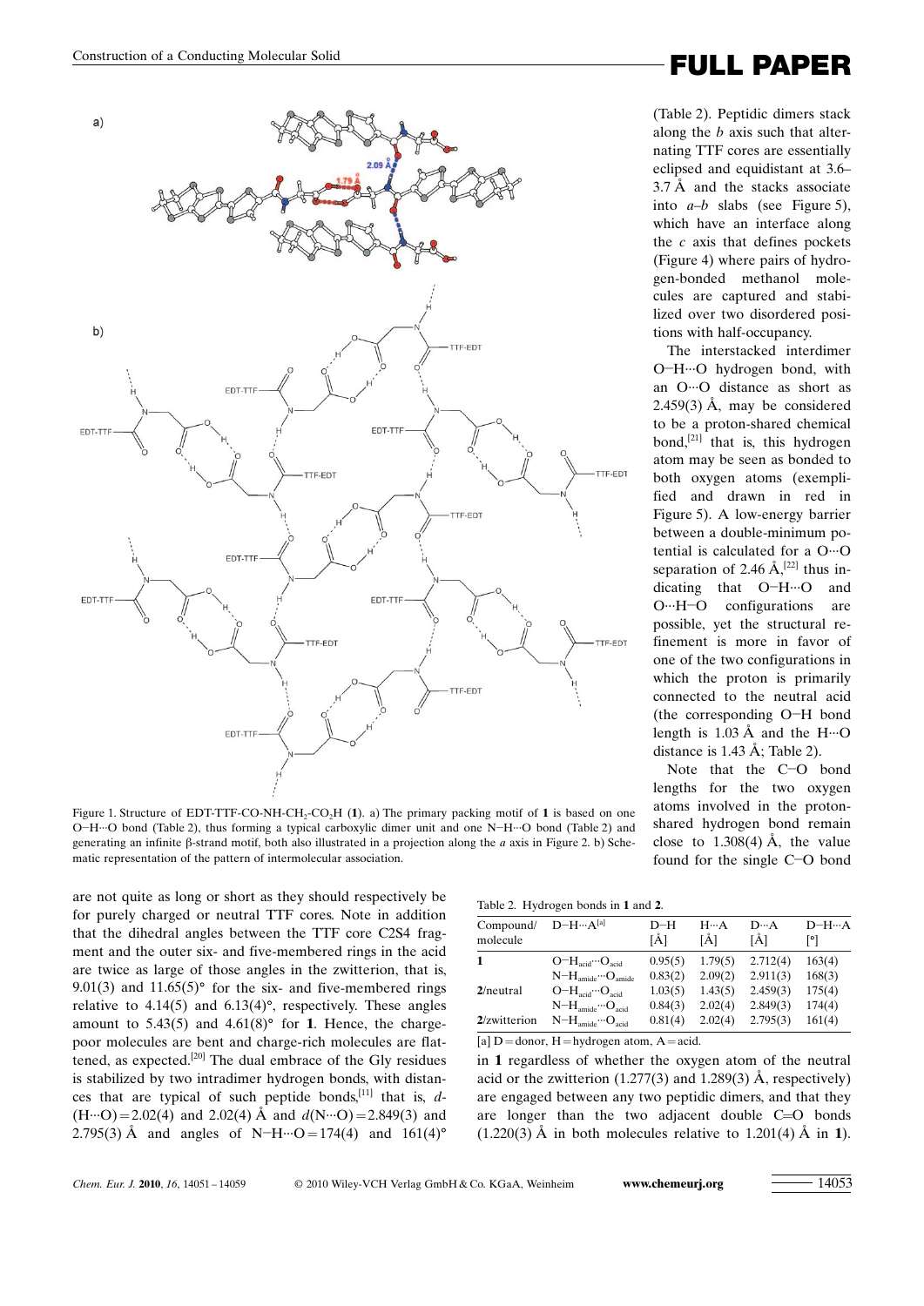Figure 1. Structure of EDT-TTF-CO-NH-$CH_2$-$CO_2$H (**1**). a) The primary packing motif of **1** is based on one O−H···O bond (Table 2), thus forming a typical carboxylic dimer unit and one N−H···O bond (Table 2) and generating an infinite β-strand motif, both also illustrated in a projection along the *a* axis in Figure 2. b) Schematic representation of the pattern of intermolecular association.

are not quite as long or short as they should respectively be for purely charged or neutral TTF cores. Note in addition that the dihedral angles between the TTF core C2S4 fragment and the outer six- and five-membered rings in the acid are twice as large of those angles in the zwitterion, that is, 9.01(3) and 11.65(5)° for the six- and five-membered rings relative to 4.14(5) and 6.13(4)°, respectively. These angles amount to 5.43(5) and 4.61(8)° for **1**. Hence, the charge-poor molecules are bent and charge-rich molecules are flattened, as expected.[20] The dual embrace of the Gly residues is stabilized by two intradimer hydrogen bonds, with distances that are typical of such peptide bonds,[11] that is, *d*(H···O) = 2.02(4) and 2.02(4) Å and *d*(N···O) = 2.849(3) and 2.795(3) Å and angles of N−H···O = 174(4) and 161(4)° (Table 2). Peptidic dimers stack along the *b* axis such that alternating TTF cores are essentially eclipsed and equidistant at 3.6–3.7 Å and the stacks associate into *a*–*b* slabs (see Figure 5), which have an interface along the *c* axis that defines pockets (Figure 4) where pairs of hydrogen-bonded methanol molecules are captured and stabilized over two disordered positions with half-occupancy.

The interstacked interdimer O−H···O hydrogen bond, with an O···O distance as short as 2.459(3) Å, may be considered to be a proton-shared chemical bond,[21] that is, this hydrogen atom may be seen as bonded to both oxygen atoms (exemplified and drawn in red in Figure 5). A low-energy barrier between a double-minimum potential is calculated for a O···O separation of 2.46 Å,[22] thus indicating that O−H···O and O···H−O configurations are possible, yet the structural refinement is more in favor of one of the two configurations in which the proton is primarily connected to the neutral acid (the corresponding O−H bond length is 1.03 Å and the H···O distance is 1.43 Å; Table 2).

Note that the C−O bond lengths for the two oxygen atoms involved in the proton-shared hydrogen bond remain close to 1.308(4) Å, the value found for the single C−O bond in **1** regardless of whether the oxygen atom of the neutral acid or the zwitterion (1.277(3) and 1.289(3) Å, respectively) are engaged between any two peptidic dimers, and that they are longer than the two adjacent double C=O bonds (1.220(3) Å in both molecules relative to 1.201(4) Å in **1**).

Table 2. Hydrogen bonds in **1** and **2**.

| Compound/ molecule | D−H···A[a] | D−H [Å] | H···A [Å] | D···A [Å] | D−H···A [°] |
|---|---|---|---|---|---|
| **1** | $O{-}H_{acid}\cdots O_{acid}$ | 0.95(5) | 1.79(5) | 2.712(4) | 163(4) |
| | $N{-}H_{amide}\cdots O_{amide}$ | 0.83(2) | 2.09(2) | 2.911(3) | 168(3) |
| **2**/neutral | $O{-}H_{acid}\cdots O_{acid}$ | 1.03(5) | 1.43(5) | 2.459(3) | 175(4) |
| | $N{-}H_{amide}\cdots O_{acid}$ | 0.84(3) | 2.02(4) | 2.849(3) | 174(4) |
| **2**/zwitterion | $N{-}H_{amide}\cdots O_{acid}$ | 0.81(4) | 2.02(4) | 2.795(3) | 161(4) |

[a] D = donor, H = hydrogen atom, A = acid.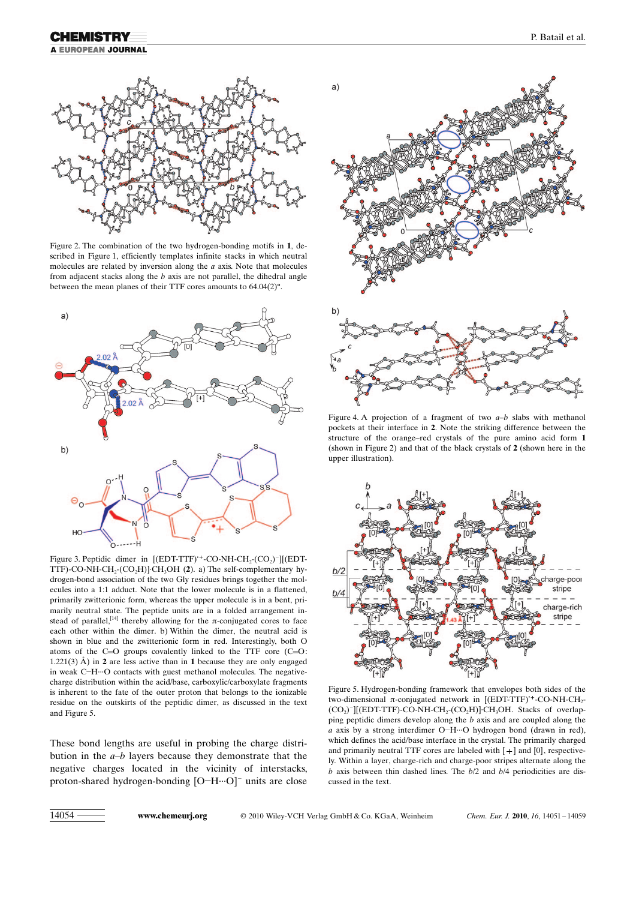Figure 2. The combination of the two hydrogen-bonding motifs in **1**, described in Figure 1, efficiently templates infinite stacks in which neutral molecules are related by inversion along the *a* axis. Note that molecules from adjacent stacks along the *b* axis are not parallel, the dihedral angle between the mean planes of their TTF cores amounts to 64.04(2)°.

Figure 3. Peptidic dimer in $[(EDT\text{-}TTF)^{•+}\text{-}CO\text{-}NH\text{-}CH_2\text{-}(CO_2)^-][(EDT\text{-}TTF)\text{-}CO\text{-}NH\text{-}CH_2\text{-}(CO_2H)]\cdot CH_3OH$ (**2**). a) The self-complementary hydrogen-bond association of the two Gly residues brings together the molecules into a 1:1 adduct. Note that the lower molecule is in a flattened, primarily zwitterionic form, whereas the upper molecule is in a bent, primarily neutral state. The peptide units are in a folded arrangement instead of parallel,[14] thereby allowing for the π-conjugated cores to face each other within the dimer. b) Within the dimer, the neutral acid is shown in blue and the zwitterionic form in red. Interestingly, both O atoms of the C=O groups covalently linked to the TTF core (C=O: 1.221(3) Å) in **2** are less active than in **1** because they are only engaged in weak C–H···O contacts with guest methanol molecules. The negative-charge distribution within the acid/base, carboxylic/carboxylate fragments is inherent to the fate of the outer proton that belongs to the ionizable residue on the outskirts of the peptidic dimer, as discussed in the text and Figure 5.

These bond lengths are useful in probing the charge distribution in the *a*–*b* layers because they demonstrate that the negative charges located in the vicinity of interstacks, proton-shared hydrogen-bonding $[O\text{–}H\cdots O]^-$ units are close

Figure 4. A projection of a fragment of two *a*–*b* slabs with methanol pockets at their interface in **2**. Note the striking difference between the structure of the orange–red crystals of the pure amino acid form **1** (shown in Figure 2) and that of the black crystals of **2** (shown here in the upper illustration).

Figure 5. Hydrogen-bonding framework that envelopes both sides of the two-dimensional π-conjugated network in $[(EDT\text{-}TTF)^{•+}\text{-}CO\text{-}NH\text{-}CH_2\text{-}(CO_2)^-][(EDT\text{-}TTF)\text{-}CO\text{-}NH\text{-}CH_2\text{-}(CO_2H)]\cdot CH_3OH$. Stacks of overlapping peptidic dimers develop along the *b* axis and are coupled along the *a* axis by a strong interdimer O–H···O hydrogen bond (drawn in red), which defines the acid/base interface in the crystal. The primarily charged and primarily neutral TTF cores are labeled with [+] and [0], respectively. Within a layer, charge-rich and charge-poor stripes alternate along the *b* axis between thin dashed lines. The *b*/2 and *b*/4 periodicities are discussed in the text.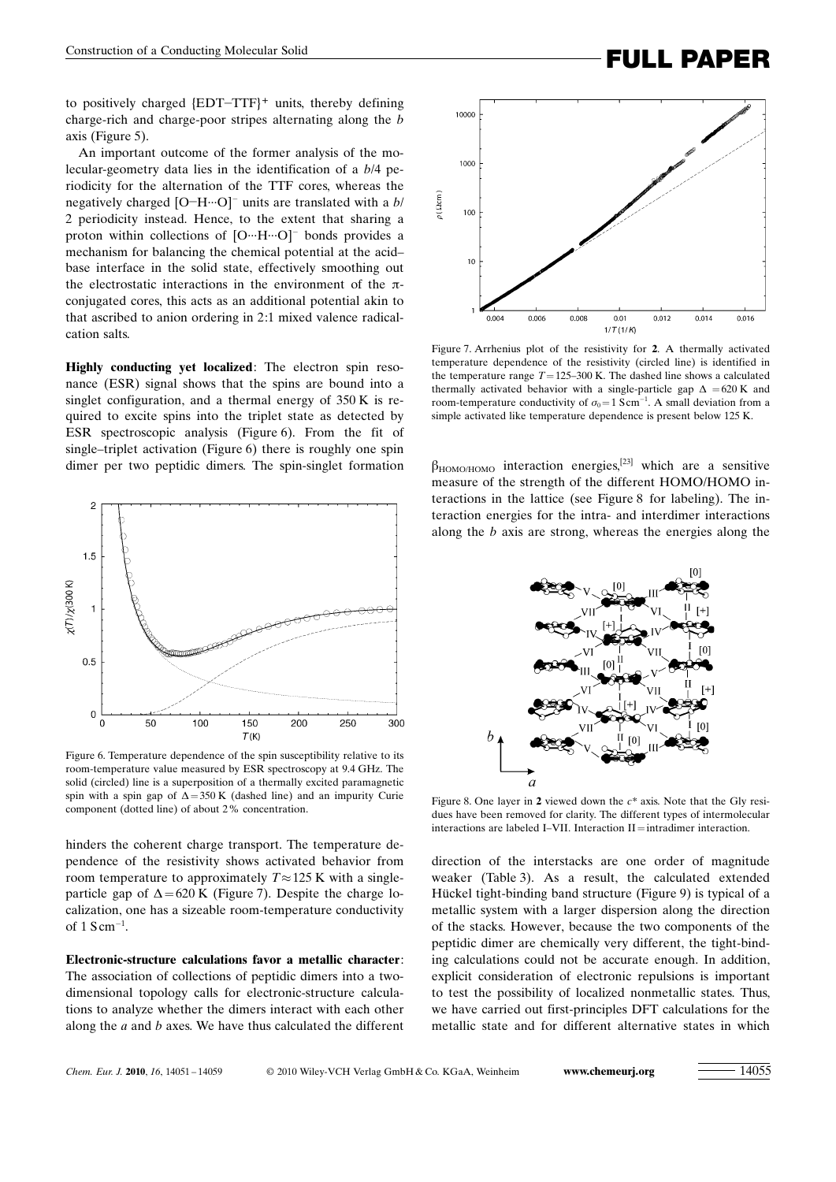to positively charged {EDT–TTF}$^{+}$ units, thereby defining charge-rich and charge-poor stripes alternating along the *b* axis (Figure 5).

An important outcome of the former analysis of the molecular-geometry data lies in the identification of a *b*/4 periodicity for the alternation of the TTF cores, whereas the negatively charged [O−H···O]$^{-}$ units are translated with a *b*/2 periodicity instead. Hence, to the extent that sharing a proton within collections of [O···H···O]$^{-}$ bonds provides a mechanism for balancing the chemical potential at the acid–base interface in the solid state, effectively smoothing out the electrostatic interactions in the environment of the π-conjugated cores, this acts as an additional potential akin to that ascribed to anion ordering in 2:1 mixed valence radical-cation salts.

**Highly conducting yet localized**: The electron spin resonance (ESR) signal shows that the spins are bound into a singlet configuration, and a thermal energy of 350 K is required to excite spins into the triplet state as detected by ESR spectroscopic analysis (Figure 6). From the fit of single–triplet activation (Figure 6) there is roughly one spin dimer per two peptidic dimers. The spin-singlet formation hinders the coherent charge transport. The temperature dependence of the resistivity shows activated behavior from room temperature to approximately $T \approx 125$ K with a single-particle gap of $\Delta = 620$ K (Figure 7). Despite the charge localization, one has a sizeable room-temperature conductivity of 1 S cm$^{-1}$.

Figure 6. Temperature dependence of the spin susceptibility relative to its room-temperature value measured by ESR spectroscopy at 9.4 GHz. The solid (circled) line is a superposition of a thermally excited paramagnetic spin with a spin gap of $\Delta = 350$ K (dashed line) and an impurity Curie component (dotted line) of about 2% concentration.

**Electronic-structure calculations favor a metallic character**: The association of collections of peptidic dimers into a two-dimensional topology calls for electronic-structure calculations to analyze whether the dimers interact with each other along the *a* and *b* axes. We have thus calculated the different $\beta_{HOMO/HOMO}$ interaction energies,[23] which are a sensitive measure of the strength of the different HOMO/HOMO interactions in the lattice (see Figure 8 for labeling). The interaction energies for the intra- and interdimer interactions along the *b* axis are strong, whereas the energies along the direction of the interstacks are one order of magnitude weaker (Table 3). As a result, the calculated extended Hückel tight-binding band structure (Figure 9) is typical of a metallic system with a larger dispersion along the direction of the stacks. However, because the two components of the peptidic dimer are chemically very different, the tight-binding calculations could not be accurate enough. In addition, explicit consideration of electronic repulsions is important to test the possibility of localized nonmetallic states. Thus, we have carried out first-principles DFT calculations for the metallic state and for different alternative states in which

Figure 7. Arrhenius plot of the resistivity for **2**. A thermally activated temperature dependence of the resistivity (circled line) is identified in the temperature range $T = 125$–300 K. The dashed line shows a calculated thermally activated behavior with a single-particle gap $\Delta = 620$ K and room-temperature conductivity of $\sigma_0 = 1$ S cm$^{-1}$. A small deviation from a simple activated like temperature dependence is present below 125 K.

Figure 8. One layer in **2** viewed down the *c*\* axis. Note that the Gly residues have been removed for clarity. The different types of intermolecular interactions are labeled I–VII. Interaction II = intradimer interaction.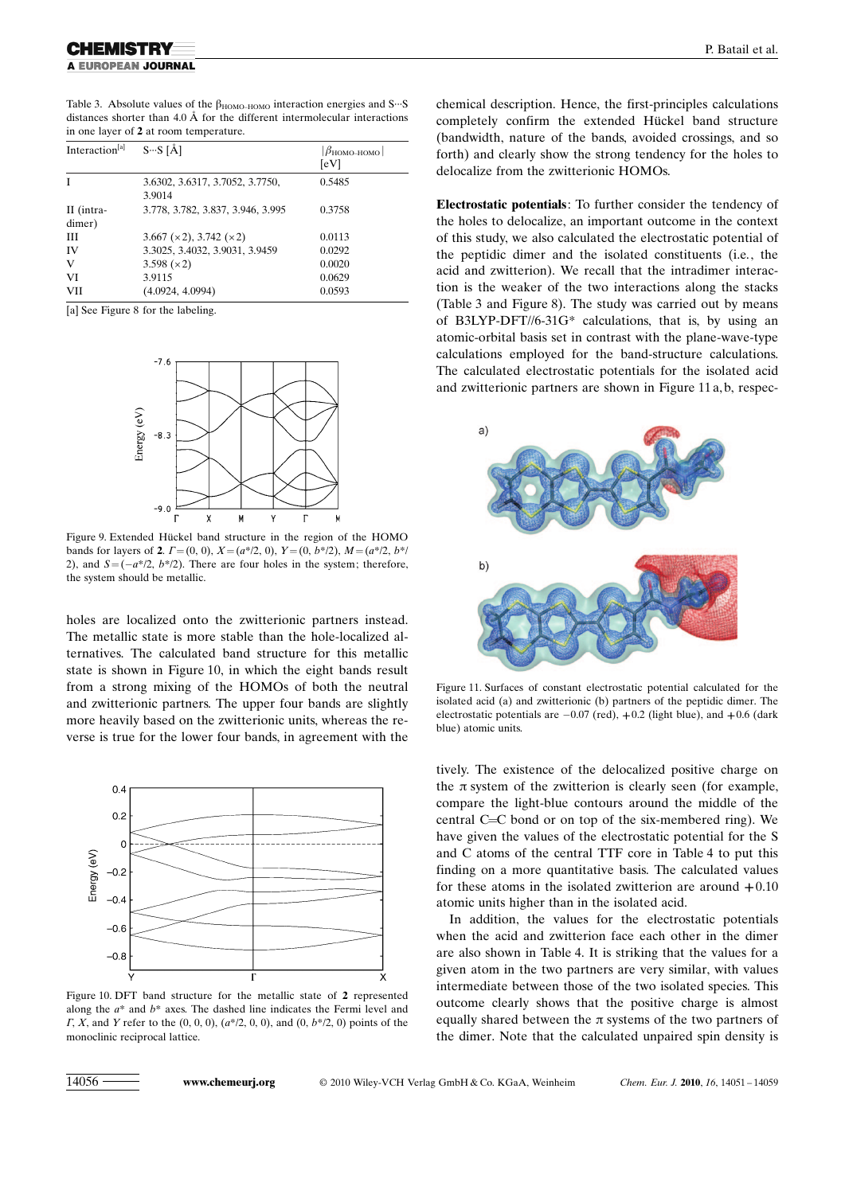Table 3. Absolute values of the $\beta_{\text{HOMO-HOMO}}$ interaction energies and S···S distances shorter than 4.0 Å for the different intermolecular interactions in one layer of **2** at room temperature.

| Interaction[a] | S···S [Å] | $\lvert\beta_{\text{HOMO-HOMO}}\rvert$ [eV] |
|---|---|---|
| I | 3.6302, 3.6317, 3.7052, 3.7750, 3.9014 | 0.5485 |
| II (intra-dimer) | 3.778, 3.782, 3.837, 3.946, 3.995 | 0.3758 |
| III | 3.667 (×2), 3.742 (×2) | 0.0113 |
| IV | 3.3025, 3.4032, 3.9031, 3.9459 | 0.0292 |
| V | 3.598 (×2) | 0.0020 |
| VI | 3.9115 | 0.0629 |
| VII | (4.0924, 4.0994) | 0.0593 |

[a] See Figure 8 for the labeling.

Figure 9. Extended Hückel band structure in the region of the HOMO bands for layers of **2**. $\Gamma=(0, 0)$, $X=(a^*/2, 0)$, $Y=(0, b^*/2)$, $M=(a^*/2, b^*/2)$, and $S=(-a^*/2, b^*/2)$. There are four holes in the system; therefore, the system should be metallic.

holes are localized onto the zwitterionic partners instead. The metallic state is more stable than the hole-localized alternatives. The calculated band structure for this metallic state is shown in Figure 10, in which the eight bands result from a strong mixing of the HOMOs of both the neutral and zwitterionic partners. The upper four bands are slightly more heavily based on the zwitterionic units, whereas the reverse is true for the lower four bands, in agreement with the chemical description. Hence, the first-principles calculations completely confirm the extended Hückel band structure (bandwidth, nature of the bands, avoided crossings, and so forth) and clearly show the strong tendency for the holes to delocalize from the zwitterionic HOMOs.

Figure 10. DFT band structure for the metallic state of **2** represented along the $a^*$ and $b^*$ axes. The dashed line indicates the Fermi level and $\Gamma$, $X$, and $Y$ refer to the (0, 0, 0), ($a^*/2$, 0, 0), and (0, $b^*/2$, 0) points of the monoclinic reciprocal lattice.

**Electrostatic potentials**: To further consider the tendency of the holes to delocalize, an important outcome in the context of this study, we also calculated the electrostatic potential of the peptidic dimer and the isolated constituents (i.e., the acid and zwitterion). We recall that the intradimer interaction is the weaker of the two interactions along the stacks (Table 3 and Figure 8). The study was carried out by means of B3LYP-DFT//6-31G* calculations, that is, by using an atomic-orbital basis set in contrast with the plane-wave-type calculations employed for the band-structure calculations. The calculated electrostatic potentials for the isolated acid and zwitterionic partners are shown in Figure 11 a, b, respectively. The existence of the delocalized positive charge on the π system of the zwitterion is clearly seen (for example, compare the light-blue contours around the middle of the central C=C bond or on top of the six-membered ring). We have given the values of the electrostatic potential for the S and C atoms of the central TTF core in Table 4 to put this finding on a more quantitative basis. The calculated values for these atoms in the isolated zwitterion are around +0.10 atomic units higher than in the isolated acid.

Figure 11. Surfaces of constant electrostatic potential calculated for the isolated acid (a) and zwitterionic (b) partners of the peptidic dimer. The electrostatic potentials are −0.07 (red), +0.2 (light blue), and +0.6 (dark blue) atomic units.

In addition, the values for the electrostatic potentials when the acid and zwitterion face each other in the dimer are also shown in Table 4. It is striking that the values for a given atom in the two partners are very similar, with values intermediate between those of the two isolated species. This outcome clearly shows that the positive charge is almost equally shared between the π systems of the two partners of the dimer. Note that the calculated unpaired spin density is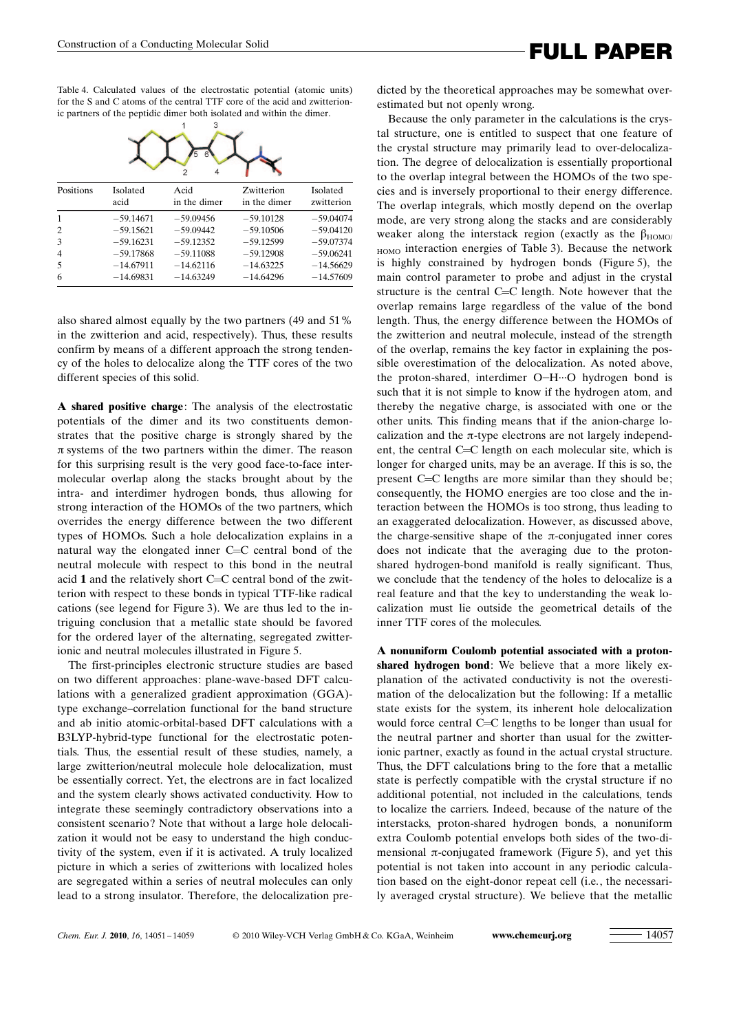Table 4. Calculated values of the electrostatic potential (atomic units) for the S and C atoms of the central TTF core of the acid and zwitterionic partners of the peptidic dimer both isolated and within the dimer.

| Positions | Isolated acid | Acid in the dimer | Zwitterion in the dimer | Isolated zwitterion |
|---|---|---|---|---|
| 1 | −59.14671 | −59.09456 | −59.10128 | −59.04074 |
| 2 | −59.15621 | −59.09442 | −59.10506 | −59.04120 |
| 3 | −59.16231 | −59.12352 | −59.12599 | −59.07374 |
| 4 | −59.17868 | −59.11088 | −59.12908 | −59.06241 |
| 5 | −14.67911 | −14.62116 | −14.63225 | −14.56629 |
| 6 | −14.69831 | −14.63249 | −14.64296 | −14.57609 |

also shared almost equally by the two partners (49 and 51% in the zwitterion and acid, respectively). Thus, these results confirm by means of a different approach the strong tendency of the holes to delocalize along the TTF cores of the two different species of this solid.

**A shared positive charge**: The analysis of the electrostatic potentials of the dimer and its two constituents demonstrates that the positive charge is strongly shared by the π systems of the two partners within the dimer. The reason for this surprising result is the very good face-to-face intermolecular overlap along the stacks brought about by the intra- and interdimer hydrogen bonds, thus allowing for strong interaction of the HOMOs of the two partners, which overrides the energy difference between the two different types of HOMOs. Such a hole delocalization explains in a natural way the elongated inner C=C central bond of the neutral molecule with respect to this bond in the neutral acid **1** and the relatively short C=C central bond of the zwitterion with respect to these bonds in typical TTF-like radical cations (see legend for Figure 3). We are thus led to the intriguing conclusion that a metallic state should be favored for the ordered layer of the alternating, segregated zwitterionic and neutral molecules illustrated in Figure 5.

The first-principles electronic structure studies are based on two different approaches: plane-wave-based DFT calculations with a generalized gradient approximation (GGA)-type exchange–correlation functional for the band structure and ab initio atomic-orbital-based DFT calculations with a B3LYP-hybrid-type functional for the electrostatic potentials. Thus, the essential result of these studies, namely, a large zwitterion/neutral molecule hole delocalization, must be essentially correct. Yet, the electrons are in fact localized and the system clearly shows activated conductivity. How to integrate these seemingly contradictory observations into a consistent scenario? Note that without a large hole delocalization it would not be easy to understand the high conductivity of the system, even if it is activated. A truly localized picture in which a series of zwitterions with localized holes are segregated within a series of neutral molecules can only lead to a strong insulator. Therefore, the delocalization predicted by the theoretical approaches may be somewhat overestimated but not openly wrong.

Because the only parameter in the calculations is the crystal structure, one is entitled to suspect that one feature of the crystal structure may primarily lead to over-delocalization. The degree of delocalization is essentially proportional to the overlap integral between the HOMOs of the two species and is inversely proportional to their energy difference. The overlap integrals, which mostly depend on the overlap mode, are very strong along the stacks and are considerably weaker along the interstack region (exactly as the $\beta_{HOMO/HOMO}$ interaction energies of Table 3). Because the network is highly constrained by hydrogen bonds (Figure 5), the main control parameter to probe and adjust in the crystal structure is the central C=C length. Note however that the overlap remains large regardless of the value of the bond length. Thus, the energy difference between the HOMOs of the zwitterion and neutral molecule, instead of the strength of the overlap, remains the key factor in explaining the possible overestimation of the delocalization. As noted above, the proton-shared, interdimer O–H···O hydrogen bond is such that it is not simple to know if the hydrogen atom, and thereby the negative charge, is associated with one or the other units. This finding means that if the anion-charge localization and the π-type electrons are not largely independent, the central C=C length on each molecular site, which is longer for charged units, may be an average. If this is so, the present C=C lengths are more similar than they should be; consequently, the HOMO energies are too close and the interaction between the HOMOs is too strong, thus leading to an exaggerated delocalization. However, as discussed above, the charge-sensitive shape of the π-conjugated inner cores does not indicate that the averaging due to the proton-shared hydrogen-bond manifold is really significant. Thus, we conclude that the tendency of the holes to delocalize is a real feature and that the key to understanding the weak localization must lie outside the geometrical details of the inner TTF cores of the molecules.

**A nonuniform Coulomb potential associated with a proton-shared hydrogen bond**: We believe that a more likely explanation of the activated conductivity is not the overestimation of the delocalization but the following: If a metallic state exists for the system, its inherent hole delocalization would force central C=C lengths to be longer than usual for the neutral partner and shorter than usual for the zwitterionic partner, exactly as found in the actual crystal structure. Thus, the DFT calculations bring to the fore that a metallic state is perfectly compatible with the crystal structure if no additional potential, not included in the calculations, tends to localize the carriers. Indeed, because of the nature of the interstacks, proton-shared hydrogen bonds, a nonuniform extra Coulomb potential envelops both sides of the two-dimensional π-conjugated framework (Figure 5), and yet this potential is not taken into account in any periodic calculation based on the eight-donor repeat cell (i.e., the necessarily averaged crystal structure). We believe that the metallic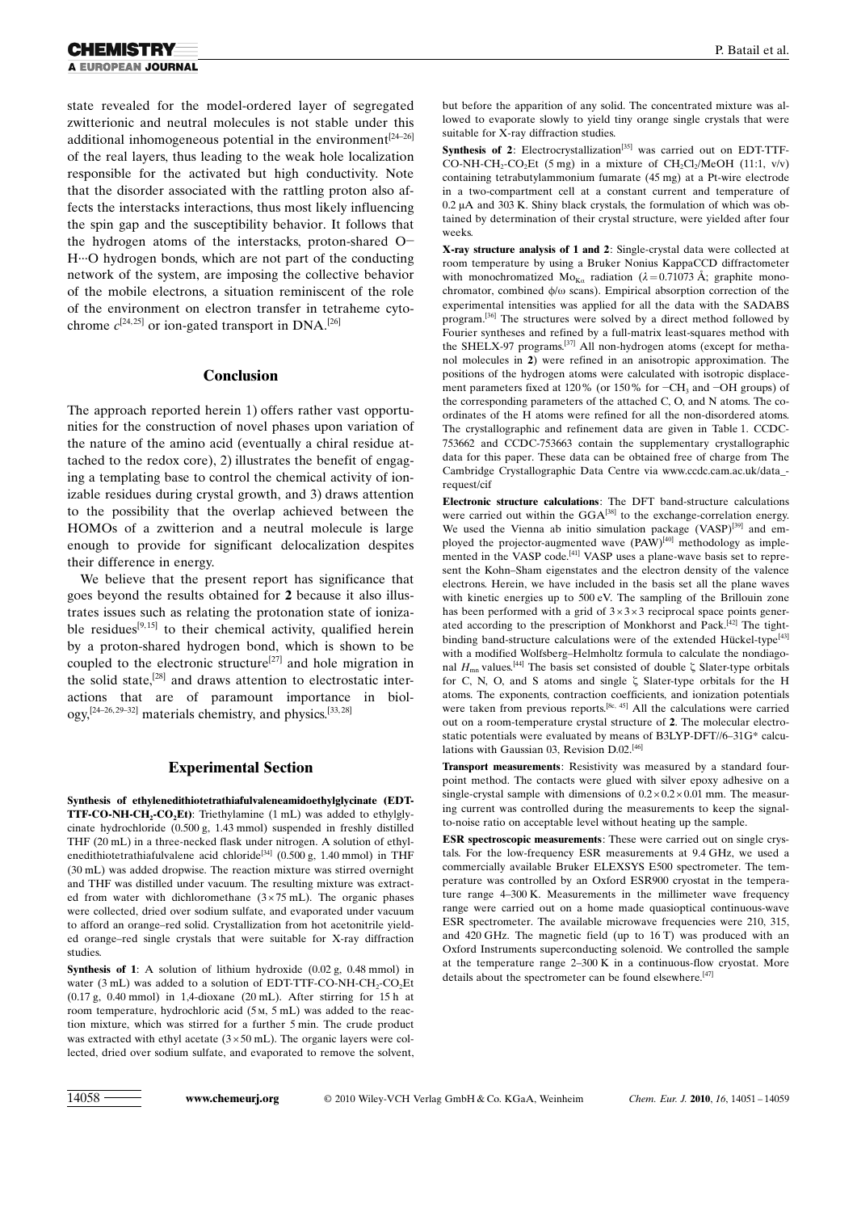state revealed for the model-ordered layer of segregated zwitterionic and neutral molecules is not stable under this additional inhomogeneous potential in the environment[24–26] of the real layers, thus leading to the weak hole localization responsible for the activated but high conductivity. Note that the disorder associated with the rattling proton also affects the interstacks interactions, thus most likely influencing the spin gap and the susceptibility behavior. It follows that the hydrogen atoms of the interstacks, proton-shared O−H···O hydrogen bonds, which are not part of the conducting network of the system, are imposing the collective behavior of the mobile electrons, a situation reminiscent of the role of the environment on electron transfer in tetraheme cytochrome *c*[24,25] or ion-gated transport in DNA.[26]

## Conclusion

The approach reported herein 1) offers rather vast opportunities for the construction of novel phases upon variation of the nature of the amino acid (eventually a chiral residue attached to the redox core), 2) illustrates the benefit of engaging a templating base to control the chemical activity of ionizable residues during crystal growth, and 3) draws attention to the possibility that the overlap achieved between the HOMOs of a zwitterion and a neutral molecule is large enough to provide for significant delocalization despites their difference in energy.

We believe that the present report has significance that goes beyond the results obtained for **2** because it also illustrates issues such as relating the protonation state of ionizable residues[9,15] to their chemical activity, qualified herein by a proton-shared hydrogen bond, which is shown to be coupled to the electronic structure[27] and hole migration in the solid state,[28] and draws attention to electrostatic interactions that are of paramount importance in biology,[24–26,29–32] materials chemistry, and physics.[33,28]

## Experimental Section

**Synthesis of ethylenedithiotetrathiafulvaleneamidoethylglycinate (EDT-TTF-CO-NH-$CH_2$-$CO_2$Et)**: Triethylamine (1 mL) was added to ethylglycinate hydrochloride (0.500 g, 1.43 mmol) suspended in freshly distilled THF (20 mL) in a three-necked flask under nitrogen. A solution of ethylenedithiotetrathiafulvalene acid chloride[34] (0.500 g, 1.40 mmol) in THF (30 mL) was added dropwise. The reaction mixture was stirred overnight and THF was distilled under vacuum. The resulting mixture was extracted from water with dichloromethane (3×75 mL). The organic phases were collected, dried over sodium sulfate, and evaporated under vacuum to afford an orange–red solid. Crystallization from hot acetonitrile yielded orange–red single crystals that were suitable for X-ray diffraction studies.

**Synthesis of 1**: A solution of lithium hydroxide (0.02 g, 0.48 mmol) in water (3 mL) was added to a solution of EDT-TTF-CO-NH-$CH_2$-$CO_2$Et (0.17 g, 0.40 mmol) in 1,4-dioxane (20 mL). After stirring for 15 h at room temperature, hydrochloric acid (5 M, 5 mL) was added to the reaction mixture, which was stirred for a further 5 min. The crude product was extracted with ethyl acetate (3×50 mL). The organic layers were collected, dried over sodium sulfate, and evaporated to remove the solvent, but before the apparition of any solid. The concentrated mixture was allowed to evaporate slowly to yield tiny orange single crystals that were suitable for X-ray diffraction studies.

**Synthesis of 2**: Electrocrystallization[35] was carried out on EDT-TTF-CO-NH-$CH_2$-$CO_2$Et (5 mg) in a mixture of $CH_2Cl_2$/MeOH (11:1, v/v) containing tetrabutylammonium fumarate (45 mg) at a Pt-wire electrode in a two-compartment cell at a constant current and temperature of 0.2 μA and 303 K. Shiny black crystals, the formulation of which was obtained by determination of their crystal structure, were yielded after four weeks.

**X-ray structure analysis of 1 and 2**: Single-crystal data were collected at room temperature by using a Bruker Nonius KappaCCD diffractometer with monochromatized $Mo_{K\alpha}$ radiation ($\lambda$ = 0.71073 Å; graphite monochromator, combined ϕ/ω scans). Empirical absorption correction of the experimental intensities was applied for all the data with the SADABS program.[36] The structures were solved by a direct method followed by Fourier syntheses and refined by a full-matrix least-squares method with the SHELX-97 programs.[37] All non-hydrogen atoms (except for methanol molecules in **2**) were refined in an anisotropic approximation. The positions of the hydrogen atoms were calculated with isotropic displacement parameters fixed at 120% (or 150% for −$CH_3$ and −OH groups) of the corresponding parameters of the attached C, O, and N atoms. The coordinates of the H atoms were refined for all the non-disordered atoms. The crystallographic and refinement data are given in Table 1. CCDC-753662 and CCDC-753663 contain the supplementary crystallographic data for this paper. These data can be obtained free of charge from The Cambridge Crystallographic Data Centre via www.ccdc.cam.ac.uk/data_request/cif

**Electronic structure calculations**: The DFT band-structure calculations were carried out within the GGA[38] to the exchange-correlation energy. We used the Vienna ab initio simulation package (VASP)[39] and employed the projector-augmented wave (PAW)[40] methodology as implemented in the VASP code.[41] VASP uses a plane-wave basis set to represent the Kohn–Sham eigenstates and the electron density of the valence electrons. Herein, we have included in the basis set all the plane waves with kinetic energies up to 500 eV. The sampling of the Brillouin zone has been performed with a grid of 3×3×3 reciprocal space points generated according to the prescription of Monkhorst and Pack.[42] The tight-binding band-structure calculations were of the extended Hückel-type[43] with a modified Wolfsberg–Helmholtz formula to calculate the nondiagonal $H_{mn}$ values.[44] The basis set consisted of double ζ Slater-type orbitals for C, N, O, and S atoms and single ζ Slater-type orbitals for the H atoms. The exponents, contraction coefficients, and ionization potentials were taken from previous reports.[8c, 45] All the calculations were carried out on a room-temperature crystal structure of **2**. The molecular electrostatic potentials were evaluated by means of B3LYP-DFT//6–31G* calculations with Gaussian 03, Revision D.02.[46]

**Transport measurements**: Resistivity was measured by a standard four-point method. The contacts were glued with silver epoxy adhesive on a single-crystal sample with dimensions of 0.2×0.2×0.01 mm. The measuring current was controlled during the measurements to keep the signal-to-noise ratio on acceptable level without heating up the sample.

**ESR spectroscopic measurements**: These were carried out on single crystals. For the low-frequency ESR measurements at 9.4 GHz, we used a commercially available Bruker ELEXSYS E500 spectrometer. The temperature was controlled by an Oxford ESR900 cryostat in the temperature range 4–300 K. Measurements in the millimeter wave frequency range were carried out on a home made quasioptical continuous-wave ESR spectrometer. The available microwave frequencies were 210, 315, and 420 GHz. The magnetic field (up to 16 T) was produced with an Oxford Instruments superconducting solenoid. We controlled the sample at the temperature range 2–300 K in a continuous-flow cryostat. More details about the spectrometer can be found elsewhere.[47]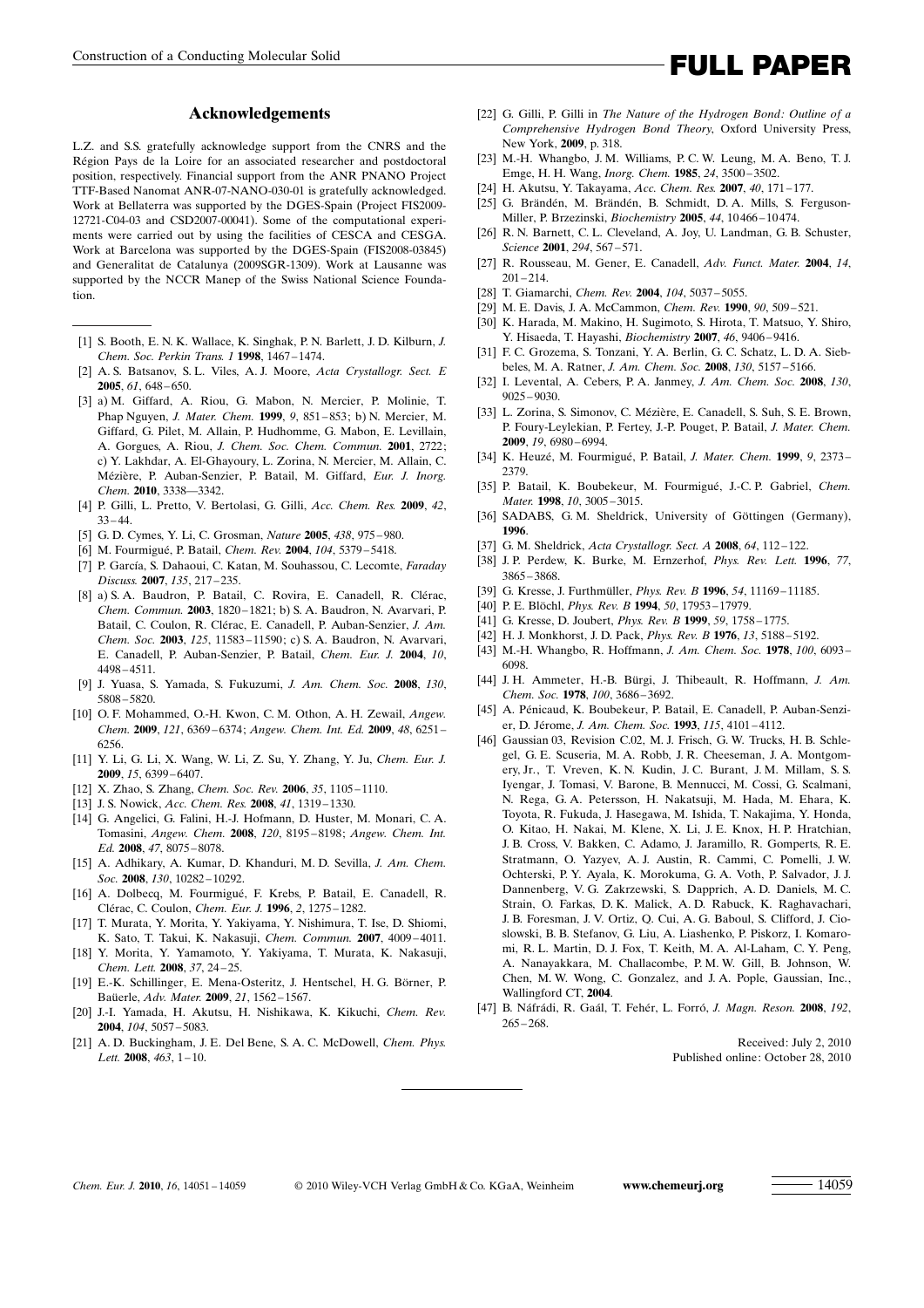## Acknowledgements

L.Z. and S.S. gratefully acknowledge support from the CNRS and the Région Pays de la Loire for an associated researcher and postdoctoral position, respectively. Financial support from the ANR PNANO Project TTF-Based Nanomat ANR-07-NANO-030-01 is gratefully acknowledged. Work at Bellaterra was supported by the DGES-Spain (Project FIS2009-12721-C04-03 and CSD2007-00041). Some of the computational experiments were carried out by using the facilities of CESCA and CESGA. Work at Barcelona was supported by the DGES-Spain (FIS2008-03845) and Generalitat de Catalunya (2009SGR-1309). Work at Lausanne was supported by the NCCR Manep of the Swiss National Science Foundation.

[1] S. Booth, E. N. K. Wallace, K. Singhak, P. N. Barlett, J. D. Kilburn, *J. Chem. Soc. Perkin Trans. 1* **1998**, 1467–1474.
[2] A. S. Batsanov, S. L. Viles, A. J. Moore, *Acta Crystallogr. Sect. E* **2005**, *61*, 648–650.
[3] a) M. Giffard, A. Riou, G. Mabon, N. Mercier, P. Molinie, T. Phap Nguyen, *J. Mater. Chem.* **1999**, *9*, 851–853; b) N. Mercier, M. Giffard, G. Pilet, M. Allain, P. Hudhomme, G. Mabon, E. Levillain, A. Gorgues, A. Riou, *J. Chem. Soc. Chem. Commun.* **2001**, 2722; c) Y. Lakhdar, A. El-Ghayoury, L. Zorina, N. Mercier, M. Allain, C. Mézière, P. Auban-Senzier, P. Batail, M. Giffard, *Eur. J. Inorg. Chem.* **2010**, 3338–3342.
[4] P. Gilli, L. Pretto, V. Bertolasi, G. Gilli, *Acc. Chem. Res.* **2009**, *42*, 33–44.
[5] G. D. Cymes, Y. Li, C. Grosman, *Nature* **2005**, *438*, 975–980.
[6] M. Fourmigué, P. Batail, *Chem. Rev.* **2004**, *104*, 5379–5418.
[7] P. García, S. Dahaoui, C. Katan, M. Souhassou, C. Lecomte, *Faraday Discuss.* **2007**, *135*, 217–235.
[8] a) S. A. Baudron, P. Batail, C. Rovira, E. Canadell, R. Clérac, *Chem. Commun.* **2003**, 1820–1821; b) S. A. Baudron, N. Avarvari, P. Batail, C. Coulon, R. Clérac, E. Canadell, P. Auban-Senzier, *J. Am. Chem. Soc.* **2003**, *125*, 11583–11590; c) S. A. Baudron, N. Avarvari, E. Canadell, P. Auban-Senzier, P. Batail, *Chem. Eur. J.* **2004**, *10*, 4498–4511.
[9] J. Yuasa, S. Yamada, S. Fukuzumi, *J. Am. Chem. Soc.* **2008**, *130*, 5808–5820.
[10] O. F. Mohammed, O.-H. Kwon, C. M. Othon, A. H. Zewail, *Angew. Chem.* **2009**, *121*, 6369–6374; *Angew. Chem. Int. Ed.* **2009**, *48*, 6251–6256.
[11] Y. Li, G. Li, X. Wang, W. Li, Z. Su, Y. Zhang, Y. Ju, *Chem. Eur. J.* **2009**, *15*, 6399–6407.
[12] X. Zhao, S. Zhang, *Chem. Soc. Rev.* **2006**, *35*, 1105–1110.
[13] J. S. Nowick, *Acc. Chem. Res.* **2008**, *41*, 1319–1330.
[14] G. Angelici, G. Falini, H.-J. Hofmann, D. Huster, M. Monari, C. A. Tomasini, *Angew. Chem.* **2008**, *120*, 8195–8198; *Angew. Chem. Int. Ed.* **2008**, *47*, 8075–8078.
[15] A. Adhikary, A. Kumar, D. Khanduri, M. D. Sevilla, *J. Am. Chem. Soc.* **2008**, *130*, 10282–10292.
[16] A. Dolbecq, M. Fourmigué, F. Krebs, P. Batail, E. Canadell, R. Clérac, C. Coulon, *Chem. Eur. J.* **1996**, *2*, 1275–1282.
[17] T. Murata, Y. Morita, Y. Yakiyama, Y. Nishimura, T. Ise, D. Shiomi, K. Sato, T. Takui, K. Nakasuji, *Chem. Commun.* **2007**, 4009–4011.
[18] Y. Morita, Y. Yamamoto, Y. Yakiyama, T. Murata, K. Nakasuji, *Chem. Lett.* **2008**, *37*, 24–25.
[19] E.-K. Schillinger, E. Mena-Osteritz, J. Hentschel, H. G. Börner, P. Baüerle, *Adv. Mater.* **2009**, *21*, 1562–1567.
[20] J.-I. Yamada, H. Akutsu, H. Nishikawa, K. Kikuchi, *Chem. Rev.* **2004**, *104*, 5057–5083.
[21] A. D. Buckingham, J. E. Del Bene, S. A. C. McDowell, *Chem. Phys. Lett.* **2008**, *463*, 1–10.
[22] G. Gilli, P. Gilli in *The Nature of the Hydrogen Bond: Outline of a Comprehensive Hydrogen Bond Theory*, Oxford University Press, New York, **2009**, p. 318.
[23] M.-H. Whangbo, J. M. Williams, P. C. W. Leung, M. A. Beno, T. J. Emge, H. H. Wang, *Inorg. Chem.* **1985**, *24*, 3500–3502.
[24] H. Akutsu, Y. Takayama, *Acc. Chem. Res.* **2007**, *40*, 171–177.
[25] G. Brändén, M. Brändén, B. Schmidt, D. A. Mills, S. Ferguson-Miller, P. Brzezinski, *Biochemistry* **2005**, *44*, 10466–10474.
[26] R. N. Barnett, C. L. Cleveland, A. Joy, U. Landman, G. B. Schuster, *Science* **2001**, *294*, 567–571.
[27] R. Rousseau, M. Gener, E. Canadell, *Adv. Funct. Mater.* **2004**, *14*, 201–214.
[28] T. Giamarchi, *Chem. Rev.* **2004**, *104*, 5037–5055.
[29] M. E. Davis, J. A. McCammon, *Chem. Rev.* **1990**, *90*, 509–521.
[30] K. Harada, M. Makino, H. Sugimoto, S. Hirota, T. Matsuo, Y. Shiro, Y. Hisaeda, T. Hayashi, *Biochemistry* **2007**, *46*, 9406–9416.
[31] F. C. Grozema, S. Tonzani, Y. A. Berlin, G. C. Schatz, L. D. A. Siebbeles, M. A. Ratner, *J. Am. Chem. Soc.* **2008**, *130*, 5157–5166.
[32] I. Levental, A. Cebers, P. A. Janmey, *J. Am. Chem. Soc.* **2008**, *130*, 9025–9030.
[33] L. Zorina, S. Simonov, C. Mézière, E. Canadell, S. Suh, S. E. Brown, P. Foury-Leylekian, P. Fertey, J.-P. Pouget, P. Batail, *J. Mater. Chem.* **2009**, *19*, 6980–6994.
[34] K. Heuzé, M. Fourmigué, P. Batail, *J. Mater. Chem.* **1999**, *9*, 2373–2379.
[35] P. Batail, K. Boubekeur, M. Fourmigué, J.-C. P. Gabriel, *Chem. Mater.* **1998**, *10*, 3005–3015.
[36] SADABS, G. M. Sheldrick, University of Göttingen (Germany), **1996**.
[37] G. M. Sheldrick, *Acta Crystallogr. Sect. A* **2008**, *64*, 112–122.
[38] J. P. Perdew, K. Burke, M. Ernzerhof, *Phys. Rev. Lett.* **1996**, *77*, 3865–3868.
[39] G. Kresse, J. Furthmüller, *Phys. Rev. B* **1996**, *54*, 11169–11185.
[40] P. E. Blöchl, *Phys. Rev. B* **1994**, *50*, 17953–17979.
[41] G. Kresse, D. Joubert, *Phys. Rev. B* **1999**, *59*, 1758–1775.
[42] H. J. Monkhorst, J. D. Pack, *Phys. Rev. B* **1976**, *13*, 5188–5192.
[43] M.-H. Whangbo, R. Hoffmann, *J. Am. Chem. Soc.* **1978**, *100*, 6093–6098.
[44] J. H. Ammeter, H.-B. Bürgi, J. Thibeault, R. Hoffmann, *J. Am. Chem. Soc.* **1978**, *100*, 3686–3692.
[45] A. Pénicaud, K. Boubekeur, P. Batail, E. Canadell, P. Auban-Senzier, D. Jérome, *J. Am. Chem. Soc.* **1993**, *115*, 4101–4112.
[46] Gaussian 03, Revision C.02, M. J. Frisch, G. W. Trucks, H. B. Schlegel, G. E. Scuseria, M. A. Robb, J. R. Cheeseman, J. A. Montgomery, Jr., T. Vreven, K. N. Kudin, J. C. Burant, J. M. Millam, S. S. Iyengar, J. Tomasi, V. Barone, B. Mennucci, M. Cossi, G. Scalmani, N. Rega, G. A. Petersson, H. Nakatsuji, M. Hada, M. Ehara, K. Toyota, R. Fukuda, J. Hasegawa, M. Ishida, T. Nakajima, Y. Honda, O. Kitao, H. Nakai, M. Klene, X. Li, J. E. Knox, H. P. Hratchian, J. B. Cross, V. Bakken, C. Adamo, J. Jaramillo, R. Gomperts, R. E. Stratmann, O. Yazyev, A. J. Austin, R. Cammi, C. Pomelli, J. W. Ochterski, P. Y. Ayala, K. Morokuma, G. A. Voth, P. Salvador, J. J. Dannenberg, V. G. Zakrzewski, S. Dapprich, A. D. Daniels, M. C. Strain, O. Farkas, D. K. Malick, A. D. Rabuck, K. Raghavachari, J. B. Foresman, J. V. Ortiz, Q. Cui, A. G. Baboul, S. Clifford, J. Cioslowski, B. B. Stefanov, G. Liu, A. Liashenko, P. Piskorz, I. Komaromi, R. L. Martin, D. J. Fox, T. Keith, M. A. Al-Laham, C. Y. Peng, A. Nanayakkara, M. Challacombe, P. M. W. Gill, B. Johnson, W. Chen, M. W. Wong, C. Gonzalez, and J. A. Pople, Gaussian, Inc., Wallingford CT, **2004**.
[47] B. Náfrádi, R. Gaál, T. Fehér, L. Forró, *J. Magn. Reson.* **2008**, *192*, 265–268.

Received: July 2, 2010
Published online: October 28, 2010